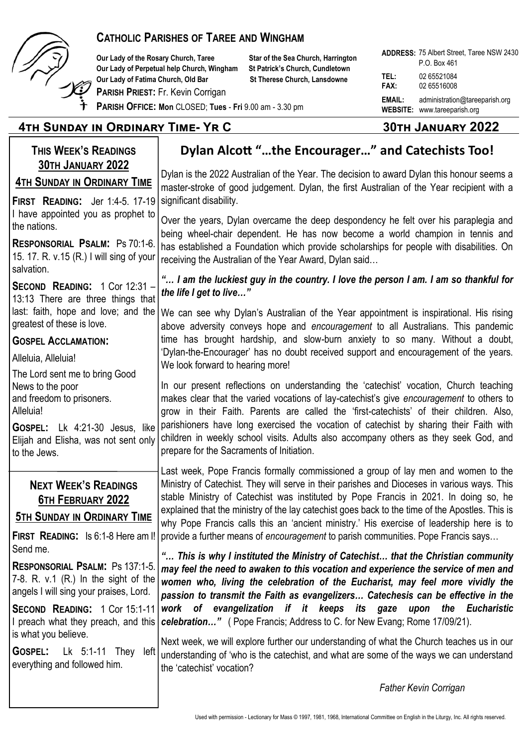# CATHOLIC PARISHES OF TAREE AND WINGHAM

**Our Lady of the Rosary Church, Taree**
**Our Lady of Perpetual help Church, Wingham**
**Our Lady of Fatima Church, Old Bar**
**Star of the Sea Church, Harrington**
**St Patrick's Church, Cundletown**
**St Therese Church, Lansdowne**

**PARISH PRIEST:** Fr. Kevin Corrigan

**PARISH OFFICE: Mon** CLOSED; **Tues - Fri** 9.00 am - 3.30 pm

**ADDRESS:** 75 Albert Street, Taree NSW 2430
P.O. Box 461

**TEL:** 02 65521084
**FAX:** 02 65516008

**EMAIL:** administration@tareeparish.org
**WEBSITE:** www.tareeparish.org

## 4th Sunday in Ordinary Time- Yr C — 30th January 2022

### THIS WEEK'S READINGS 30TH JANUARY 2022

**4TH SUNDAY IN ORDINARY TIME**

**FIRST READING:** Jer 1:4-5. 17-19 I have appointed you as prophet to the nations.

**RESPONSORIAL PSALM:** Ps 70:1-6. 15. 17. R. v.15 (R.) I will sing of your salvation.

**SECOND READING:** 1 Cor 12:31 – 13:13 There are three things that last: faith, hope and love; and the greatest of these is love.

**GOSPEL ACCLAMATION:**

Alleluia, Alleluia!

The Lord sent me to bring Good News to the poor
and freedom to prisoners.
Alleluia!

**GOSPEL:** Lk 4:21-30 Jesus, like Elijah and Elisha, was not sent only to the Jews.

### NEXT WEEK'S READINGS 6TH FEBRUARY 2022

**5TH SUNDAY IN ORDINARY TIME**

**FIRST READING:** Is 6:1-8 Here am I! Send me.

**RESPONSORIAL PSALM:** Ps 137:1-5. 7-8. R. v.1 (R.) In the sight of the angels I will sing your praises, Lord.

**SECOND READING:** 1 Cor 15:1-11 I preach what they preach, and this is what you believe.

**GOSPEL:** Lk 5:1-11 They left everything and followed him.

## Dylan Alcott "…the Encourager…" and Catechists Too!

Dylan is the 2022 Australian of the Year. The decision to award Dylan this honour seems a master-stroke of good judgement. Dylan, the first Australian of the Year recipient with a significant disability.

Over the years, Dylan overcame the deep despondency he felt over his paraplegia and being wheel-chair dependent. He has now become a world champion in tennis and has established a Foundation which provide scholarships for people with disabilities. On receiving the Australian of the Year Award, Dylan said…

***"… I am the luckiest guy in the country. I love the person I am. I am so thankful for the life I get to live…"***

We can see why Dylan's Australian of the Year appointment is inspirational. His rising above adversity conveys hope and *encouragement* to all Australians. This pandemic time has brought hardship, and slow-burn anxiety to so many. Without a doubt, 'Dylan-the-Encourager' has no doubt received support and encouragement of the years. We look forward to hearing more!

In our present reflections on understanding the 'catechist' vocation, Church teaching makes clear that the varied vocations of lay-catechist's give *encouragement* to others to grow in their Faith. Parents are called the 'first-catechists' of their children. Also, parishioners have long exercised the vocation of catechist by sharing their Faith with children in weekly school visits. Adults also accompany others as they seek God, and prepare for the Sacraments of Initiation.

Last week, Pope Francis formally commissioned a group of lay men and women to the Ministry of Catechist. They will serve in their parishes and Dioceses in various ways. This stable Ministry of Catechist was instituted by Pope Francis in 2021. In doing so, he explained that the ministry of the lay catechist goes back to the time of the Apostles. This is why Pope Francis calls this an 'ancient ministry.' His exercise of leadership here is to provide a further means of *encouragement* to parish communities. Pope Francis says…

***"… This is why I instituted the Ministry of Catechist… that the Christian community may feel the need to awaken to this vocation and experience the service of men and women who, living the celebration of the Eucharist, may feel more vividly the passion to transmit the Faith as evangelizers… Catechesis can be effective in the work of evangelization if it keeps its gaze upon the Eucharistic celebration…"*** ( Pope Francis; Address to C. for New Evang; Rome 17/09/21).

Next week, we will explore further our understanding of what the Church teaches us in our understanding of 'who is the catechist, and what are some of the ways we can understand the 'catechist' vocation?

*Father Kevin Corrigan*

Used with permission - Lectionary for Mass © 1997, 1981, 1968, International Committee on English in the Liturgy, Inc. All rights reserved.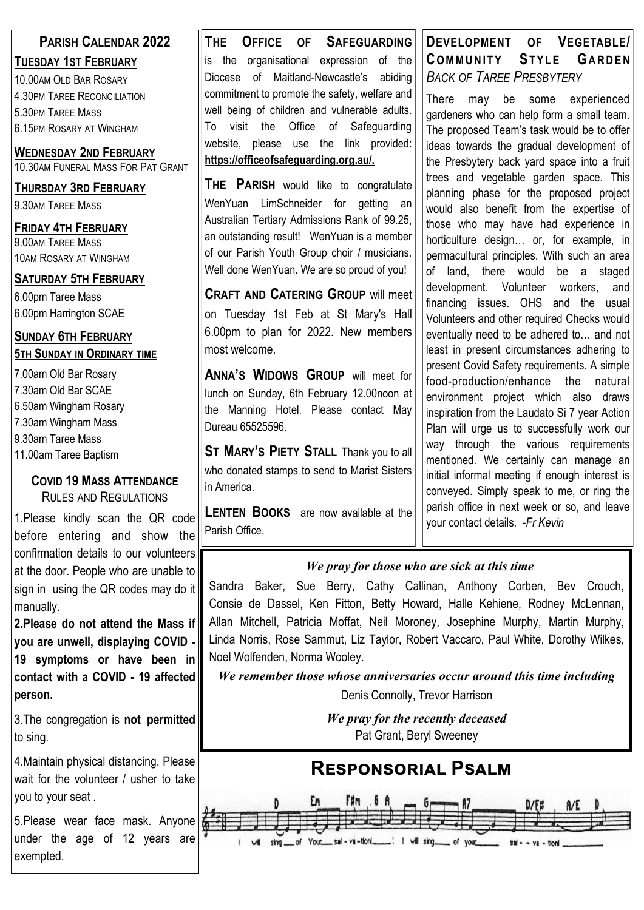## Parish Calendar 2022

**Tuesday 1st February**

10.00am Old Bar Rosary
4.30pm Taree Reconciliation
5.30pm Taree Mass
6.15pm Rosary at Wingham

**Wednesday 2nd February**

10.30am Funeral Mass For Pat Grant

**Thursday 3rd February**

9.30am Taree Mass

**Friday 4th February**

9.00am Taree Mass
10am Rosary at Wingham

**Saturday 5th February**

6.00pm Taree Mass
6.00pm Harrington SCAE

**Sunday 6th February**
**5th Sunday in Ordinary time**

7.00am Old Bar Rosary
7.30am Old Bar SCAE
6.50am Wingham Rosary
7.30am Wingham Mass
9.30am Taree Mass
11.00am Taree Baptism

### Covid 19 Mass Attendance
Rules and Regulations

1.Please kindly scan the QR code before entering and show the confirmation details to our volunteers at the door. People who are unable to sign in using the QR codes may do it manually.

**2.Please do not attend the Mass if you are unwell, displaying COVID - 19 symptoms or have been in contact with a COVID - 19 affected person.**

3.The congregation is **not permitted** to sing.

4.Maintain physical distancing. Please wait for the volunteer / usher to take you to your seat .

5.Please wear face mask. Anyone under the age of 12 years are exempted.

**The Office of Safeguarding** is the organisational expression of the Diocese of Maitland-Newcastle's abiding commitment to promote the safety, welfare and well being of children and vulnerable adults. To visit the Office of Safeguarding website, please use the link provided: **https://officeofsafeguarding.org.au/.**

**The Parish** would like to congratulate WenYuan LimSchneider for getting an Australian Tertiary Admissions Rank of 99.25, an outstanding result! WenYuan is a member of our Parish Youth Group choir / musicians. Well done WenYuan. We are so proud of you!

**Craft and Catering Group** will meet on Tuesday 1st Feb at St Mary's Hall 6.00pm to plan for 2022. New members most welcome.

**Anna's Widows Group** will meet for lunch on Sunday, 6th February 12.00noon at the Manning Hotel. Please contact May Dureau 65525596.

**St Mary's Piety Stall** Thank you to all who donated stamps to send to Marist Sisters in America.

**Lenten Books** are now available at the Parish Office.

**Development of Vegetable/ Community Style Garden**
*Back of Taree Presbytery*

There may be some experienced gardeners who can help form a small team. The proposed Team's task would be to offer ideas towards the gradual development of the Presbytery back yard space into a fruit trees and vegetable garden space. This planning phase for the proposed project would also benefit from the expertise of those who may have had experience in horticulture design… or, for example, in permacultural principles. With such an area of land, there would be a staged development. Volunteer workers, and financing issues. OHS and the usual Volunteers and other required Checks would eventually need to be adhered to… and not least in present circumstances adhering to present Covid Safety requirements. A simple food-production/enhance the natural environment project which also draws inspiration from the Laudato Si 7 year Action Plan will urge us to successfully work our way through the various requirements mentioned. We certainly can manage an initial informal meeting if enough interest is conveyed. Simply speak to me, or ring the parish office in next week or so, and leave your contact details. *-Fr Kevin*

*We pray for those who are sick at this time*

Sandra Baker, Sue Berry, Cathy Callinan, Anthony Corben, Bev Crouch, Consie de Dassel, Ken Fitton, Betty Howard, Halle Kehiene, Rodney McLennan, Allan Mitchell, Patricia Moffat, Neil Moroney, Josephine Murphy, Martin Murphy, Linda Norris, Rose Sammut, Liz Taylor, Robert Vaccaro, Paul White, Dorothy Wilkes, Noel Wolfenden, Norma Wooley.

*We remember those whose anniversaries occur around this time including*

Denis Connolly, Trevor Harrison

*We pray for the recently deceased*

Pat Grant, Beryl Sweeney

## Responsorial Psalm

D Em F#m G A G A7 D/F# A/E D

I will sing of Your salvation! I will sing of your salvation